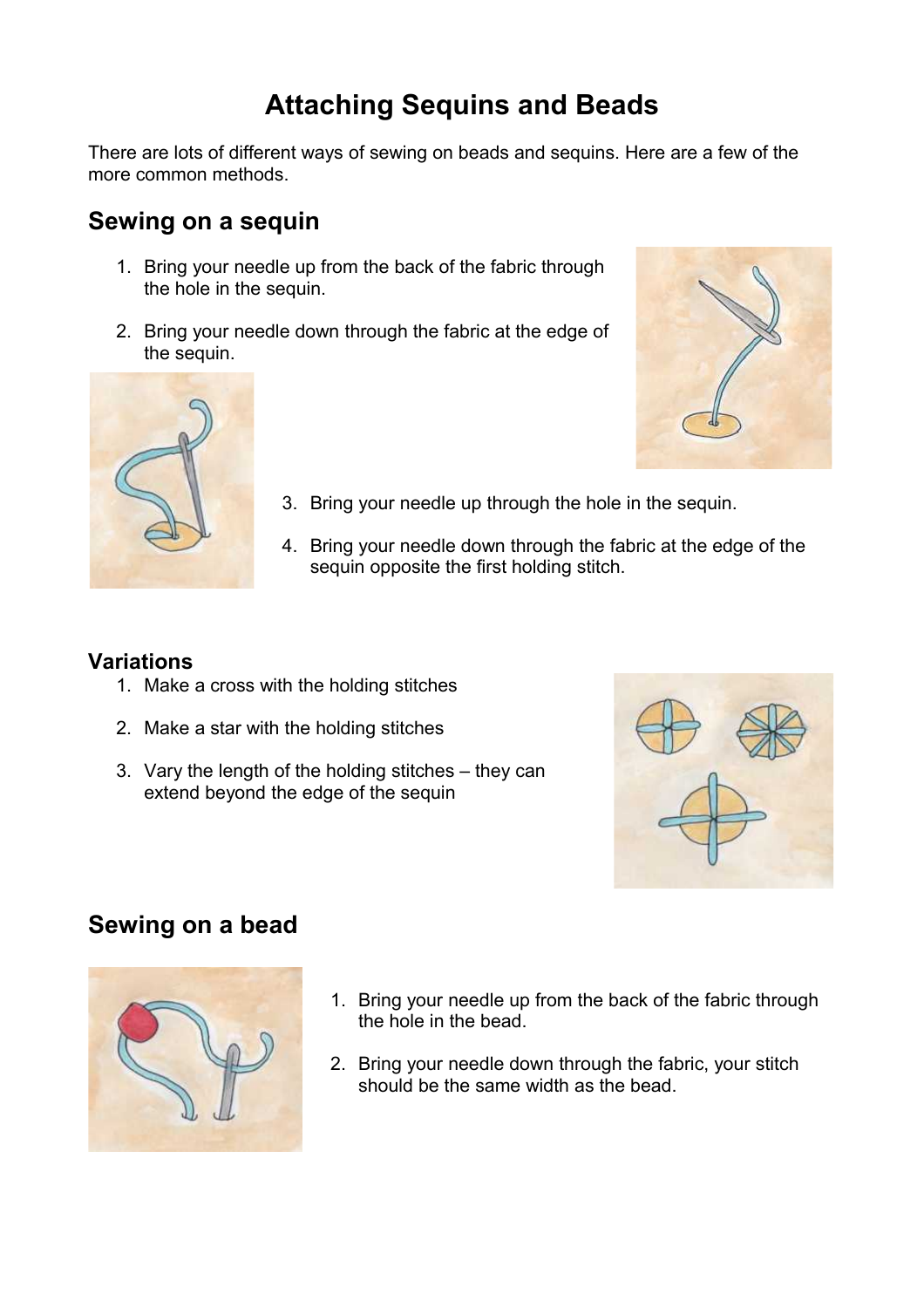# Attaching Sequins and Beads

There are lots of different ways of sewing on beads and sequins. Here are a few of the more common methods.

## Sewing on a sequin

1. Bring your needle up from the back of the fabric through the hole in the sequin.

2. Bring your needle down through the fabric at the edge of the sequin.

3. Bring your needle up through the hole in the sequin.

4. Bring your needle down through the fabric at the edge of the sequin opposite the first holding stitch.

### Variations

1. Make a cross with the holding stitches

2. Make a star with the holding stitches

3. Vary the length of the holding stitches – they can extend beyond the edge of the sequin

## Sewing on a bead

1. Bring your needle up from the back of the fabric through the hole in the bead.

2. Bring your needle down through the fabric, your stitch should be the same width as the bead.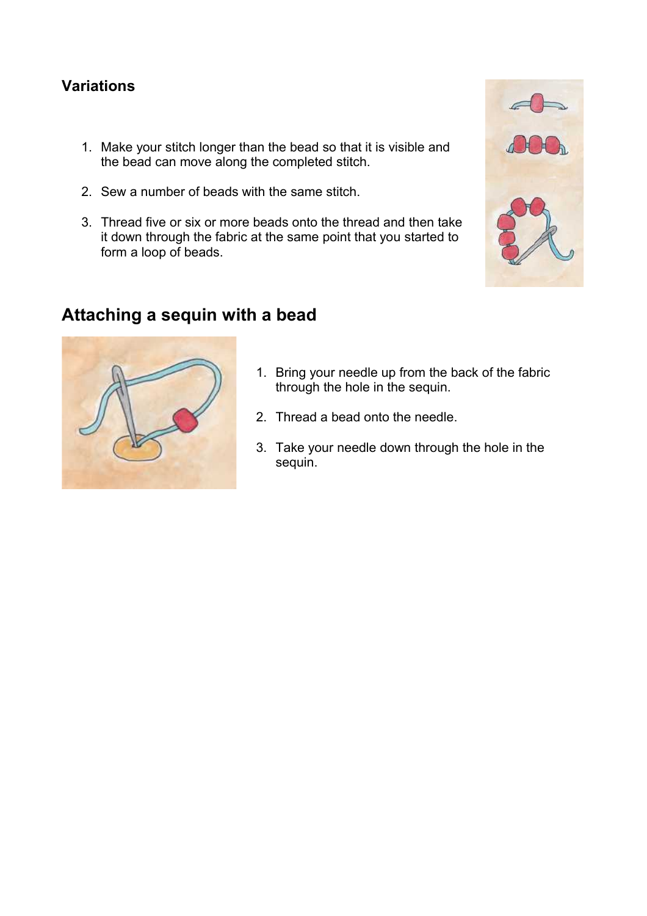### Variations

1. Make your stitch longer than the bead so that it is visible and the bead can move along the completed stitch.
2. Sew a number of beads with the same stitch.
3. Thread five or six or more beads onto the thread and then take it down through the fabric at the same point that you started to form a loop of beads.

## Attaching a sequin with a bead

1. Bring your needle up from the back of the fabric through the hole in the sequin.
2. Thread a bead onto the needle.
3. Take your needle down through the hole in the sequin.